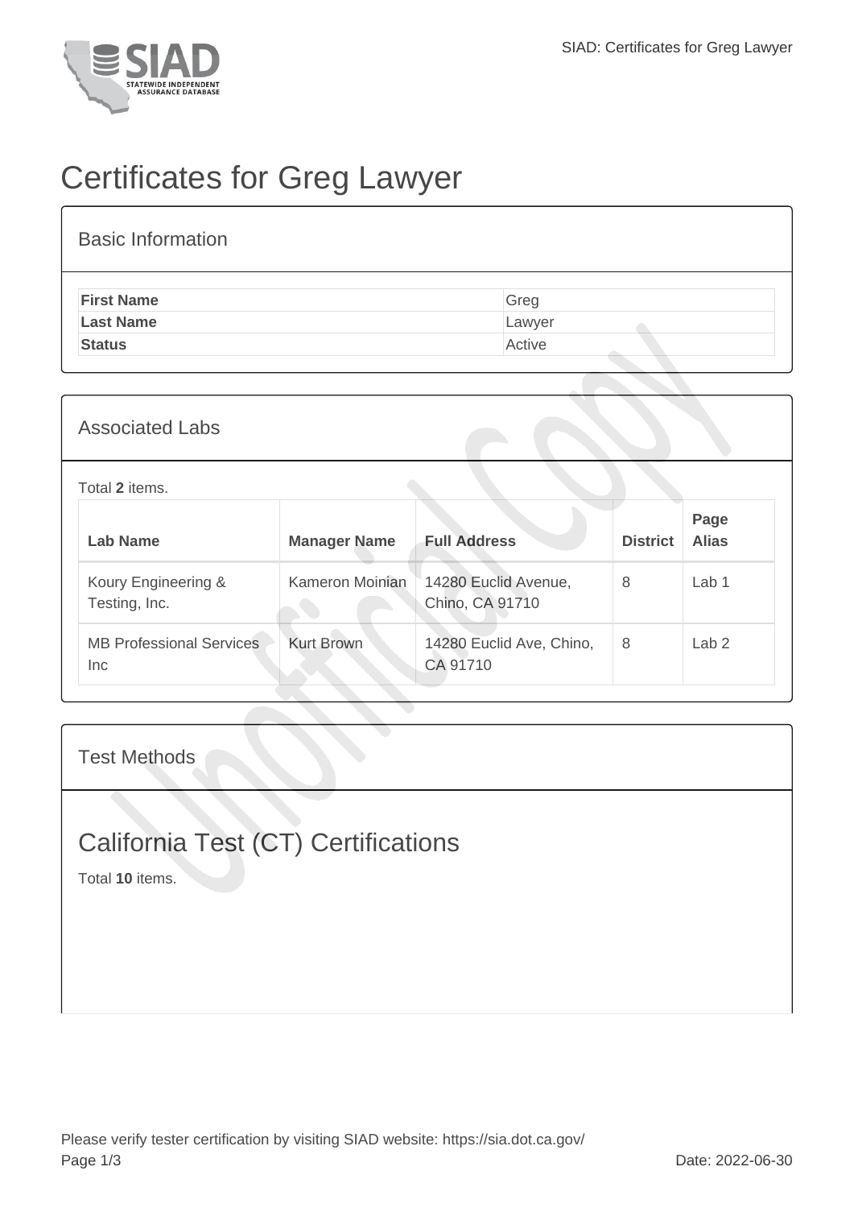# Certificates for Greg Lawyer

## Basic Information

| | |
|---|---|
| **First Name** | Greg |
| **Last Name** | Lawyer |
| **Status** | Active |

## Associated Labs

Total **2** items.

| Lab Name | Manager Name | Full Address | District | Page Alias |
|---|---|---|---|---|
| Koury Engineering & Testing, Inc. | Kameron Moinian | 14280 Euclid Avenue, Chino, CA 91710 | 8 | Lab 1 |
| MB Professional Services Inc | Kurt Brown | 14280 Euclid Ave, Chino, CA 91710 | 8 | Lab 2 |

## Test Methods

### California Test (CT) Certifications

Total **10** items.

Please verify tester certification by visiting SIAD website: https://sia.dot.ca.gov/

Date: 2022-06-30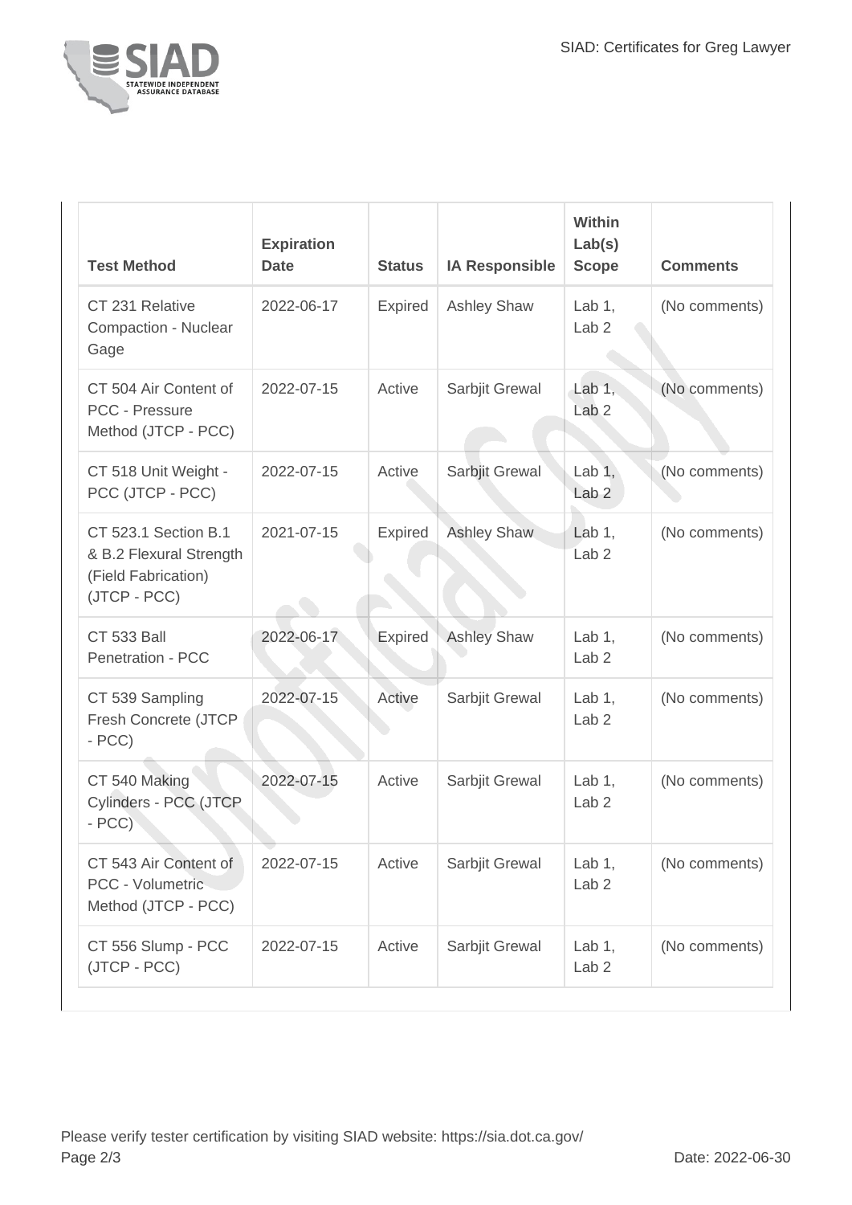| Test Method | Expiration Date | Status | IA Responsible | Within Lab(s) Scope | Comments |
| --- | --- | --- | --- | --- | --- |
| CT 231 Relative Compaction - Nuclear Gage | 2022-06-17 | Expired | Ashley Shaw | Lab 1, Lab 2 | (No comments) |
| CT 504 Air Content of PCC - Pressure Method (JTCP - PCC) | 2022-07-15 | Active | Sarbjit Grewal | Lab 1, Lab 2 | (No comments) |
| CT 518 Unit Weight - PCC (JTCP - PCC) | 2022-07-15 | Active | Sarbjit Grewal | Lab 1, Lab 2 | (No comments) |
| CT 523.1 Section B.1 & B.2 Flexural Strength (Field Fabrication) (JTCP - PCC) | 2021-07-15 | Expired | Ashley Shaw | Lab 1, Lab 2 | (No comments) |
| CT 533 Ball Penetration - PCC | 2022-06-17 | Expired | Ashley Shaw | Lab 1, Lab 2 | (No comments) |
| CT 539 Sampling Fresh Concrete (JTCP - PCC) | 2022-07-15 | Active | Sarbjit Grewal | Lab 1, Lab 2 | (No comments) |
| CT 540 Making Cylinders - PCC (JTCP - PCC) | 2022-07-15 | Active | Sarbjit Grewal | Lab 1, Lab 2 | (No comments) |
| CT 543 Air Content of PCC - Volumetric Method (JTCP - PCC) | 2022-07-15 | Active | Sarbjit Grewal | Lab 1, Lab 2 | (No comments) |
| CT 556 Slump - PCC (JTCP - PCC) | 2022-07-15 | Active | Sarbjit Grewal | Lab 1, Lab 2 | (No comments) |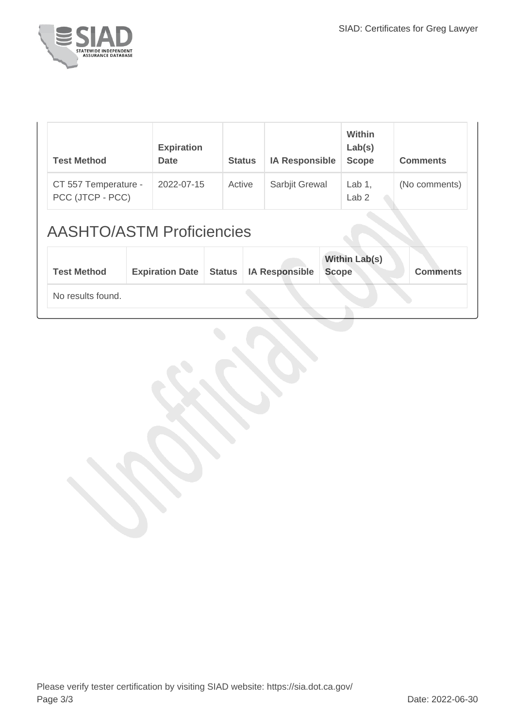| Test Method | Expiration Date | Status | IA Responsible | Within Lab(s) Scope | Comments |
|---|---|---|---|---|---|
| CT 557 Temperature - PCC (JTCP - PCC) | 2022-07-15 | Active | Sarbjit Grewal | Lab 1, Lab 2 | (No comments) |

## AASHTO/ASTM Proficiencies

| Test Method | Expiration Date | Status | IA Responsible | Within Lab(s) Scope | Comments |
|---|---|---|---|---|---|
| No results found. | | | | | |

Please verify tester certification by visiting SIAD website: https://sia.dot.ca.gov/

Date: 2022-06-30